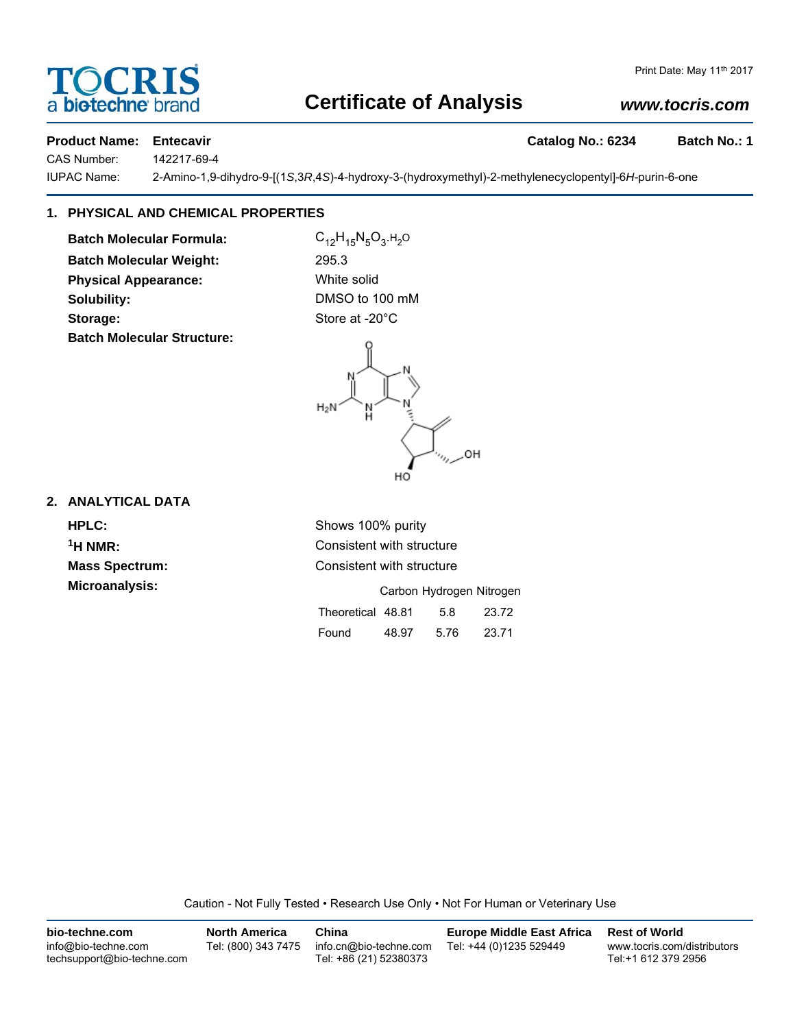# Certificate of Analysis

**Product Name:** **Entecavir** **Catalog No.: 6234** **Batch No.: 1**

CAS Number: 142217-69-4

IUPAC Name: 2-Amino-1,9-dihydro-9-[(1*S*,3*R*,4*S*)-4-hydroxy-3-(hydroxymethyl)-2-methylenecyclopentyl]-6*H*-purin-6-one

## 1. PHYSICAL AND CHEMICAL PROPERTIES

**Batch Molecular Formula:** $C_{12}H_{15}N_5O_3.H_2O$

**Batch Molecular Weight:** 295.3

**Physical Appearance:** White solid

**Solubility:** DMSO to 100 mM

**Storage:** Store at -20°C

**Batch Molecular Structure:**

## 2. ANALYTICAL DATA

**HPLC:** Shows 100% purity

**$^1$H NMR:** Consistent with structure

**Mass Spectrum:** Consistent with structure

**Microanalysis:**

| | Carbon | Hydrogen | Nitrogen |
|---|---|---|---|
| Theoretical | 48.81 | 5.8 | 23.72 |
| Found | 48.97 | 5.76 | 23.71 |

Caution - Not Fully Tested • Research Use Only • Not For Human or Veterinary Use

**bio-techne.com**
info@bio-techne.com
techsupport@bio-techne.com

**North America**
Tel: (800) 343 7475

**China**
info.cn@bio-techne.com
Tel: +86 (21) 52380373

**Europe Middle East Africa**
Tel: +44 (0)1235 529449

**Rest of World**
www.tocris.com/distributors
Tel:+1 612 379 2956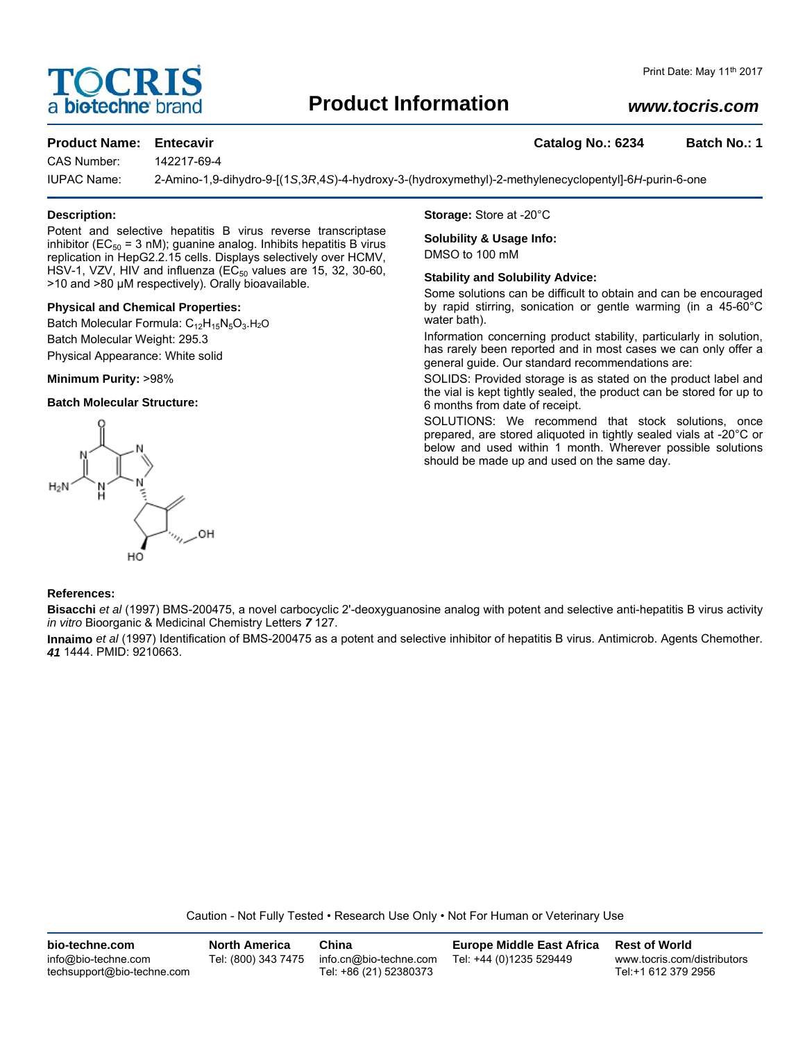# TOCRIS
a biotechne brand

Print Date: May 11th 2017

## Product Information

**www.tocris.com**

**Product Name: Entecavir** **Catalog No.: 6234** **Batch No.: 1**

CAS Number: 142217-69-4

IUPAC Name: 2-Amino-1,9-dihydro-9-[(1*S*,3*R*,4*S*)-4-hydroxy-3-(hydroxymethyl)-2-methylenecyclopentyl]-6*H*-purin-6-one

### Description:

Potent and selective hepatitis B virus reverse transcriptase inhibitor ($EC_{50}$ = 3 nM); guanine analog. Inhibits hepatitis B virus replication in HepG2.2.15 cells. Displays selectively over HCMV, HSV-1, VZV, HIV and influenza ($EC_{50}$ values are 15, 32, 30-60, >10 and >80 μM respectively). Orally bioavailable.

### Physical and Chemical Properties:

Batch Molecular Formula: $C_{12}H_{15}N_5O_3.H_2O$

Batch Molecular Weight: 295.3

Physical Appearance: White solid

**Minimum Purity:** >98%

### Batch Molecular Structure:

**Storage:** Store at -20°C

### Solubility & Usage Info:

DMSO to 100 mM

### Stability and Solubility Advice:

Some solutions can be difficult to obtain and can be encouraged by rapid stirring, sonication or gentle warming (in a 45-60°C water bath).

Information concerning product stability, particularly in solution, has rarely been reported and in most cases we can only offer a general guide. Our standard recommendations are:

SOLIDS: Provided storage is as stated on the product label and the vial is kept tightly sealed, the product can be stored for up to 6 months from date of receipt.

SOLUTIONS: We recommend that stock solutions, once prepared, are stored aliquoted in tightly sealed vials at -20°C or below and used within 1 month. Wherever possible solutions should be made up and used on the same day.

### References:

**Bisacchi** *et al* (1997) BMS-200475, a novel carbocyclic 2'-deoxyguanosine analog with potent and selective anti-hepatitis B virus activity *in vitro* Bioorganic & Medicinal Chemistry Letters ***7*** 127.

**Innaimo** *et al* (1997) Identification of BMS-200475 as a potent and selective inhibitor of hepatitis B virus. Antimicrob. Agents Chemother. ***41*** 1444. PMID: 9210663.

Caution - Not Fully Tested • Research Use Only • Not For Human or Veterinary Use

**bio-techne.com**
info@bio-techne.com
techsupport@bio-techne.com

**North America**
Tel: (800) 343 7475

**China**
info.cn@bio-techne.com
Tel: +86 (21) 52380373

**Europe Middle East Africa**
Tel: +44 (0)1235 529449

**Rest of World**
www.tocris.com/distributors
Tel:+1 612 379 2956